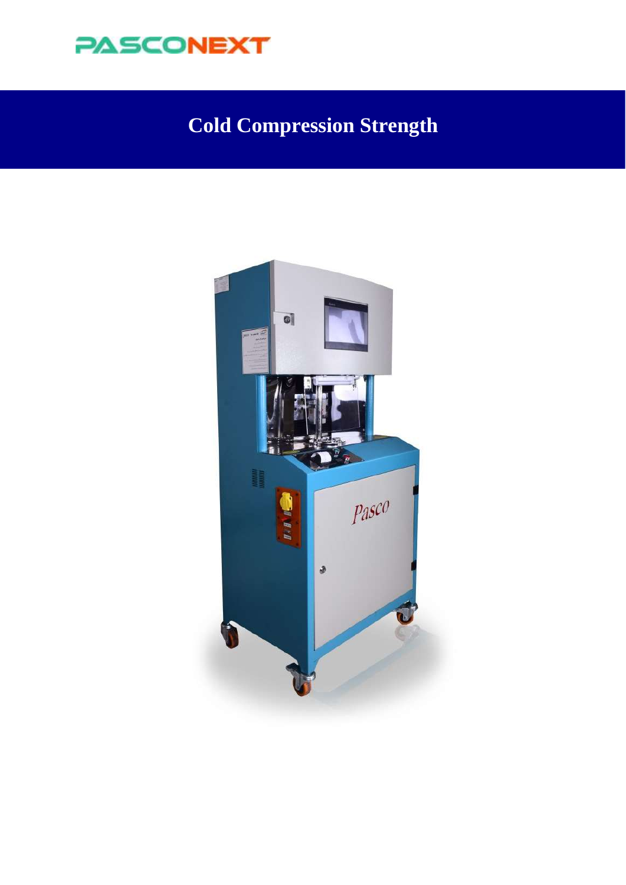PASCONEXT

# Cold Compression Strength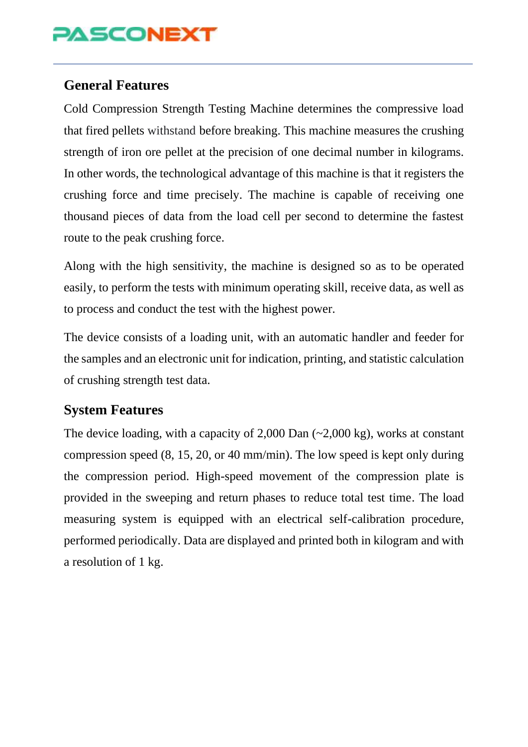## General Features

Cold Compression Strength Testing Machine determines the compressive load that fired pellets withstand before breaking. This machine measures the crushing strength of iron ore pellet at the precision of one decimal number in kilograms. In other words, the technological advantage of this machine is that it registers the crushing force and time precisely. The machine is capable of receiving one thousand pieces of data from the load cell per second to determine the fastest route to the peak crushing force.

Along with the high sensitivity, the machine is designed so as to be operated easily, to perform the tests with minimum operating skill, receive data, as well as to process and conduct the test with the highest power.

The device consists of a loading unit, with an automatic handler and feeder for the samples and an electronic unit for indication, printing, and statistic calculation of crushing strength test data.

## System Features

The device loading, with a capacity of 2,000 Dan (~2,000 kg), works at constant compression speed (8, 15, 20, or 40 mm/min). The low speed is kept only during the compression period. High-speed movement of the compression plate is provided in the sweeping and return phases to reduce total test time. The load measuring system is equipped with an electrical self-calibration procedure, performed periodically. Data are displayed and printed both in kilogram and with a resolution of 1 kg.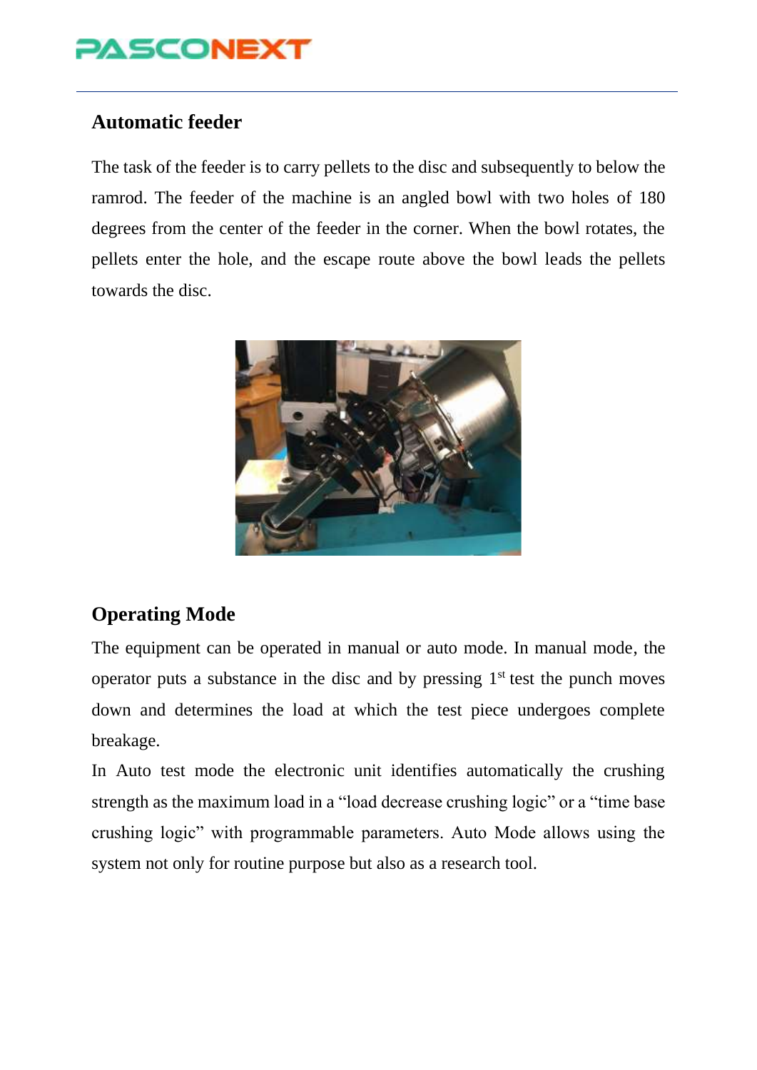## Automatic feeder

The task of the feeder is to carry pellets to the disc and subsequently to below the ramrod. The feeder of the machine is an angled bowl with two holes of 180 degrees from the center of the feeder in the corner. When the bowl rotates, the pellets enter the hole, and the escape route above the bowl leads the pellets towards the disc.

## Operating Mode

The equipment can be operated in manual or auto mode. In manual mode, the operator puts a substance in the disc and by pressing 1st test the punch moves down and determines the load at which the test piece undergoes complete breakage.

In Auto test mode the electronic unit identifies automatically the crushing strength as the maximum load in a "load decrease crushing logic" or a "time base crushing logic" with programmable parameters. Auto Mode allows using the system not only for routine purpose but also as a research tool.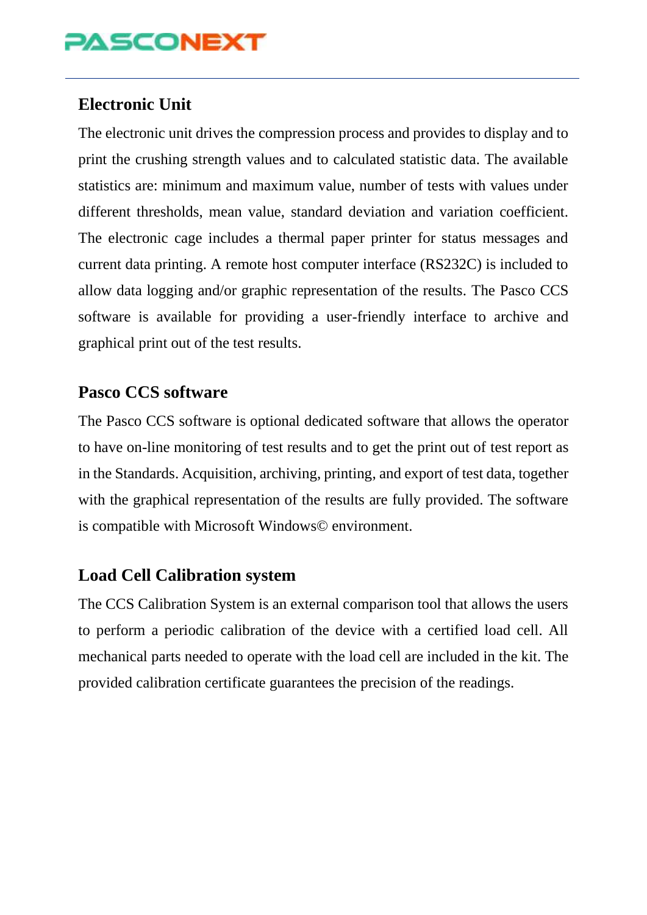## Electronic Unit

The electronic unit drives the compression process and provides to display and to print the crushing strength values and to calculated statistic data. The available statistics are: minimum and maximum value, number of tests with values under different thresholds, mean value, standard deviation and variation coefficient. The electronic cage includes a thermal paper printer for status messages and current data printing. A remote host computer interface (RS232C) is included to allow data logging and/or graphic representation of the results. The Pasco CCS software is available for providing a user-friendly interface to archive and graphical print out of the test results.

## Pasco CCS software

The Pasco CCS software is optional dedicated software that allows the operator to have on-line monitoring of test results and to get the print out of test report as in the Standards. Acquisition, archiving, printing, and export of test data, together with the graphical representation of the results are fully provided. The software is compatible with Microsoft Windows© environment.

## Load Cell Calibration system

The CCS Calibration System is an external comparison tool that allows the users to perform a periodic calibration of the device with a certified load cell. All mechanical parts needed to operate with the load cell are included in the kit. The provided calibration certificate guarantees the precision of the readings.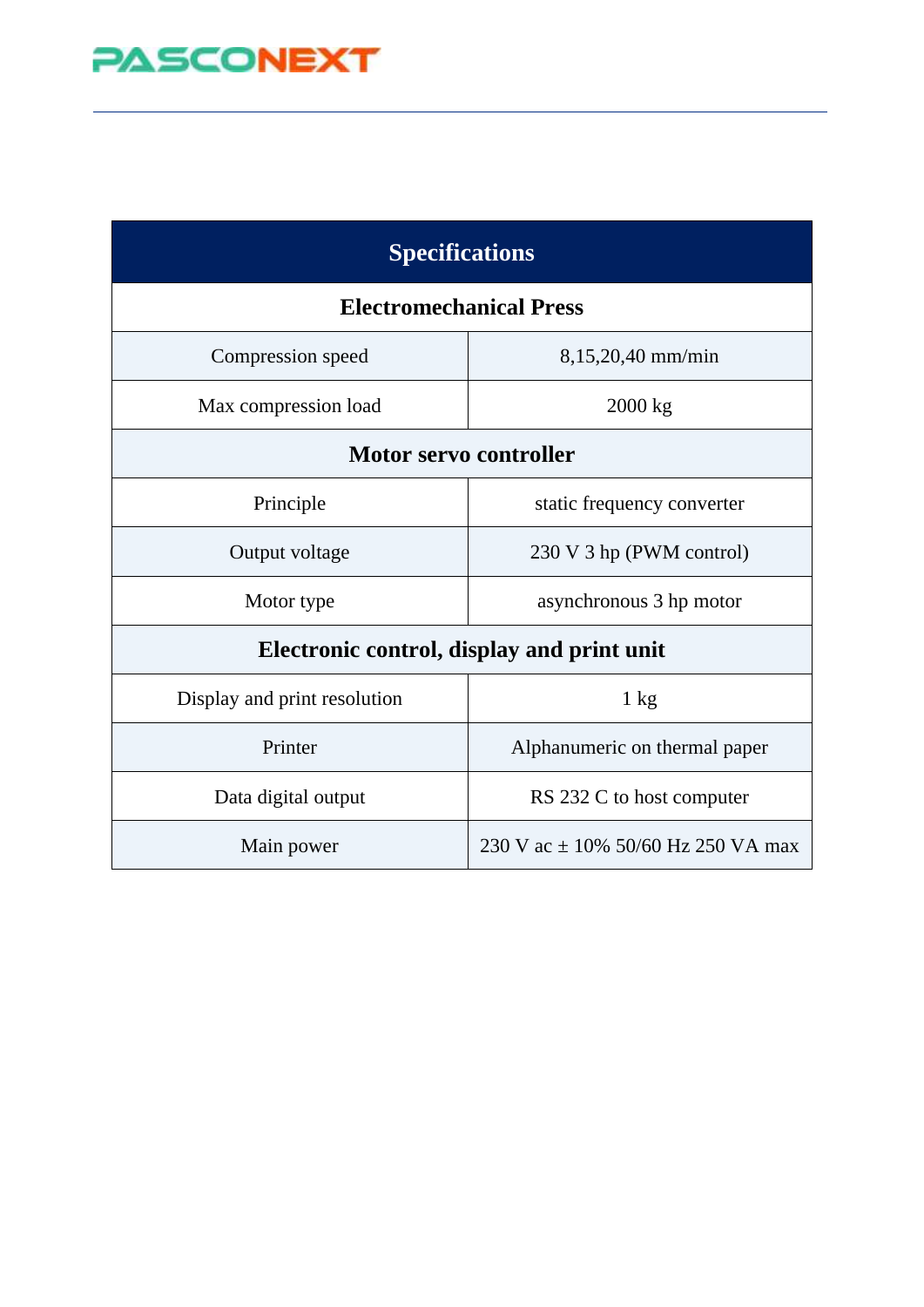| Specifications | |
|---|---|
| **Electromechanical Press** | |
| Compression speed | 8,15,20,40 mm/min |
| Max compression load | 2000 kg |
| **Motor servo controller** | |
| Principle | static frequency converter |
| Output voltage | 230 V 3 hp (PWM control) |
| Motor type | asynchronous 3 hp motor |
| **Electronic control, display and print unit** | |
| Display and print resolution | 1 kg |
| Printer | Alphanumeric on thermal paper |
| Data digital output | RS 232 C to host computer |
| Main power | 230 V ac ± 10% 50/60 Hz 250 VA max |